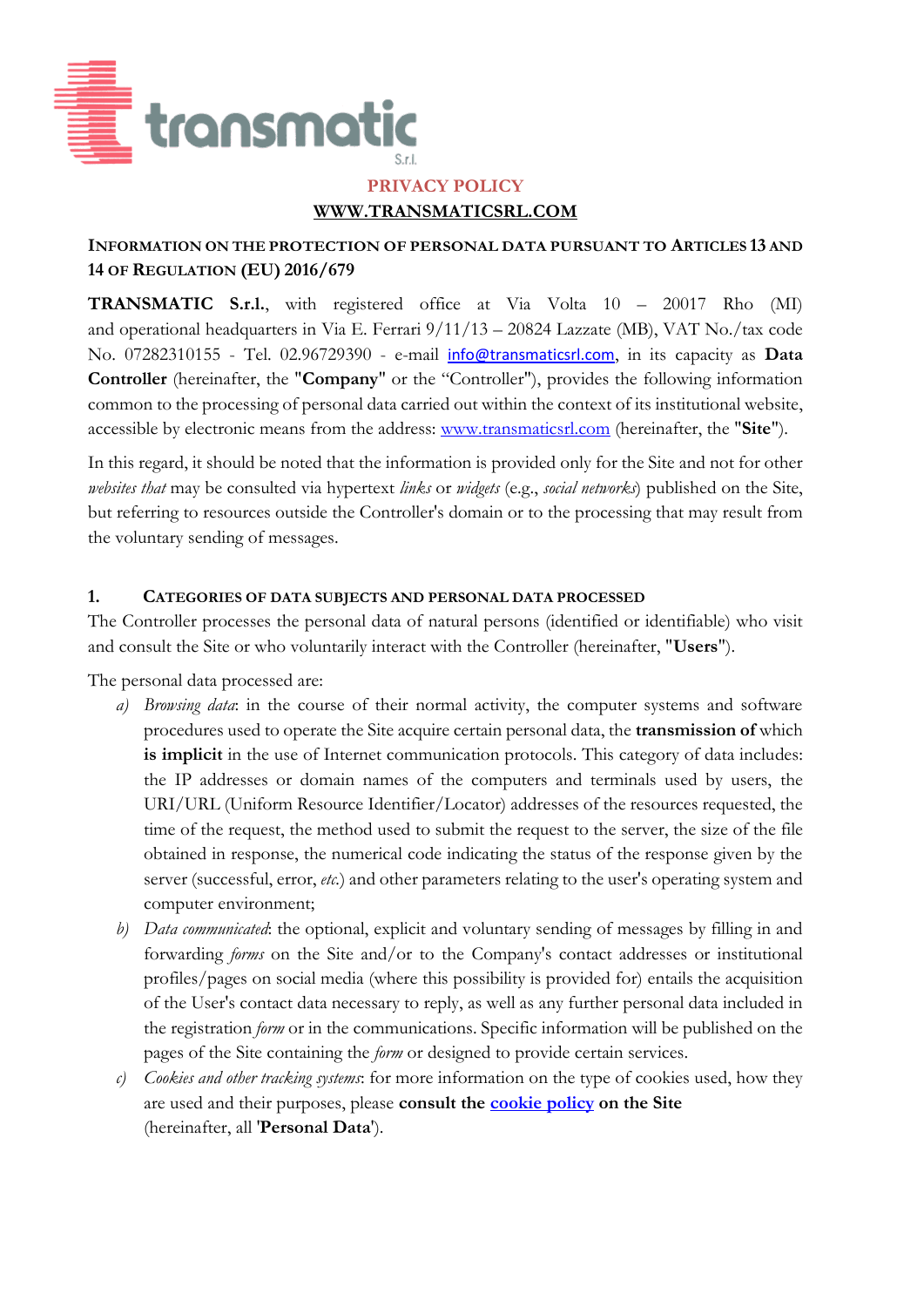# PRIVACY POLICY

## WWW.TRANSMATICSRL.COM

### INFORMATION ON THE PROTECTION OF PERSONAL DATA PURSUANT TO ARTICLES 13 AND 14 OF REGULATION (EU) 2016/679

**TRANSMATIC S.r.l.**, with registered office at Via Volta 10 – 20017 Rho (MI) and operational headquarters in Via E. Ferrari 9/11/13 – 20824 Lazzate (MB), VAT No./tax code No. 07282310155 - Tel. 02.96729390 - e-mail info@transmaticsrl.com, in its capacity as **Data Controller** (hereinafter, the "**Company**" or the "Controller"), provides the following information common to the processing of personal data carried out within the context of its institutional website, accessible by electronic means from the address: www.transmaticsrl.com (hereinafter, the "**Site**").

In this regard, it should be noted that the information is provided only for the Site and not for other *websites that* may be consulted via hypertext *links* or *widgets* (e.g., *social networks*) published on the Site, but referring to resources outside the Controller's domain or to the processing that may result from the voluntary sending of messages.

### 1. CATEGORIES OF DATA SUBJECTS AND PERSONAL DATA PROCESSED

The Controller processes the personal data of natural persons (identified or identifiable) who visit and consult the Site or who voluntarily interact with the Controller (hereinafter, "**Users**").

The personal data processed are:

a) *Browsing data*: in the course of their normal activity, the computer systems and software procedures used to operate the Site acquire certain personal data, the **transmission of** which **is implicit** in the use of Internet communication protocols. This category of data includes: the IP addresses or domain names of the computers and terminals used by users, the URI/URL (Uniform Resource Identifier/Locator) addresses of the resources requested, the time of the request, the method used to submit the request to the server, the size of the file obtained in response, the numerical code indicating the status of the response given by the server (successful, error, *etc.*) and other parameters relating to the user's operating system and computer environment;

b) *Data communicated*: the optional, explicit and voluntary sending of messages by filling in and forwarding *forms* on the Site and/or to the Company's contact addresses or institutional profiles/pages on social media (where this possibility is provided for) entails the acquisition of the User's contact data necessary to reply, as well as any further personal data included in the registration *form* or in the communications. Specific information will be published on the pages of the Site containing the *form* or designed to provide certain services.

c) *Cookies and other tracking systems*: for more information on the type of cookies used, how they are used and their purposes, please **consult the cookie policy on the Site**

(hereinafter, all '**Personal Data**').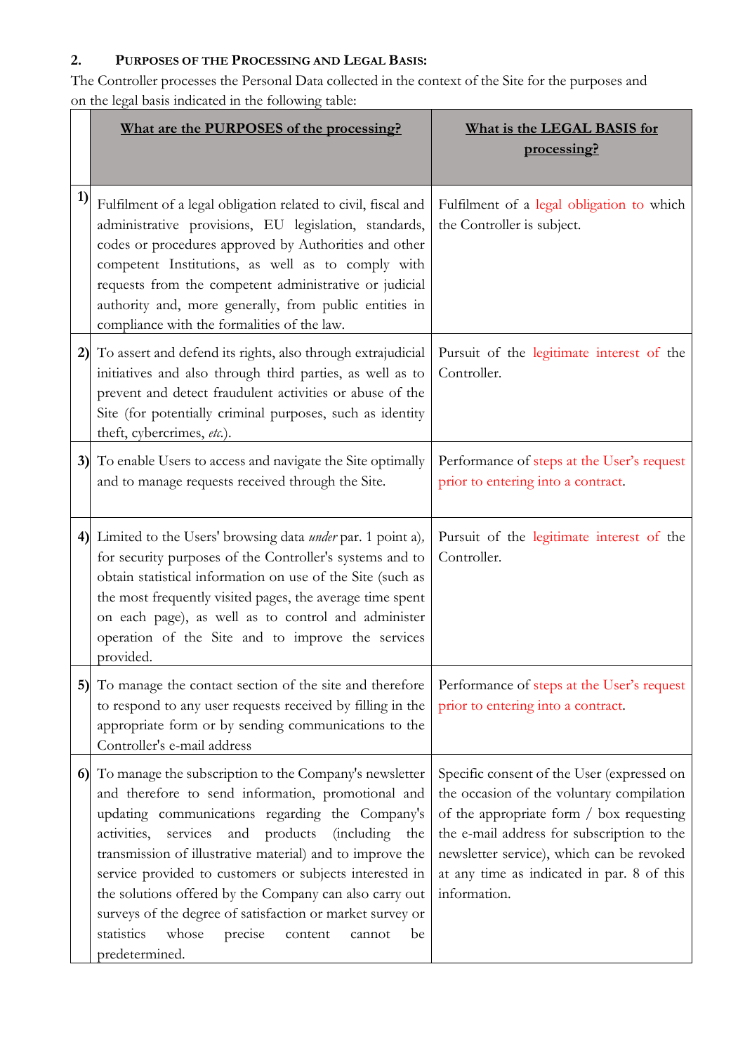## 2. PURPOSES OF THE PROCESSING AND LEGAL BASIS:

The Controller processes the Personal Data collected in the context of the Site for the purposes and on the legal basis indicated in the following table:

| | What are the PURPOSES of the processing? | What is the LEGAL BASIS for processing? |
|---|---|---|
| 1) | Fulfilment of a legal obligation related to civil, fiscal and administrative provisions, EU legislation, standards, codes or procedures approved by Authorities and other competent Institutions, as well as to comply with requests from the competent administrative or judicial authority and, more generally, from public entities in compliance with the formalities of the law. | Fulfilment of a legal obligation to which the Controller is subject. |
| 2) | To assert and defend its rights, also through extrajudicial initiatives and also through third parties, as well as to prevent and detect fraudulent activities or abuse of the Site (for potentially criminal purposes, such as identity theft, cybercrimes, *etc.*). | Pursuit of the legitimate interest of the Controller. |
| 3) | To enable Users to access and navigate the Site optimally and to manage requests received through the Site. | Performance of steps at the User's request prior to entering into a contract. |
| 4) | Limited to the Users' browsing data *under* par. 1 point a), for security purposes of the Controller's systems and to obtain statistical information on use of the Site (such as the most frequently visited pages, the average time spent on each page), as well as to control and administer operation of the Site and to improve the services provided. | Pursuit of the legitimate interest of the Controller. |
| 5) | To manage the contact section of the site and therefore to respond to any user requests received by filling in the appropriate form or by sending communications to the Controller's e-mail address | Performance of steps at the User's request prior to entering into a contract. |
| 6) | To manage the subscription to the Company's newsletter and therefore to send information, promotional and updating communications regarding the Company's activities, services and products (including the transmission of illustrative material) and to improve the service provided to customers or subjects interested in the solutions offered by the Company can also carry out surveys of the degree of satisfaction or market survey or statistics whose precise content cannot be predetermined. | Specific consent of the User (expressed on the occasion of the voluntary compilation of the appropriate form / box requesting the e-mail address for subscription to the newsletter service), which can be revoked at any time as indicated in par. 8 of this information. |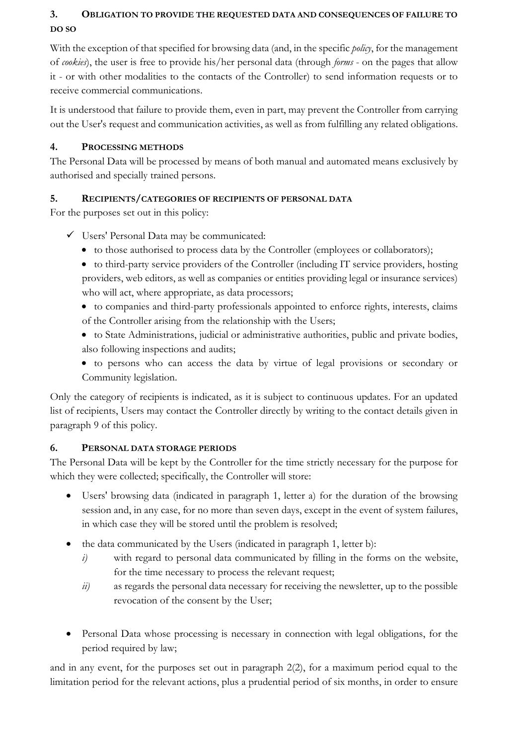## 3. OBLIGATION TO PROVIDE THE REQUESTED DATA AND CONSEQUENCES OF FAILURE TO DO SO

With the exception of that specified for browsing data (and, in the specific *policy*, for the management of *cookies*), the user is free to provide his/her personal data (through *forms* - on the pages that allow it - or with other modalities to the contacts of the Controller) to send information requests or to receive commercial communications.

It is understood that failure to provide them, even in part, may prevent the Controller from carrying out the User's request and communication activities, as well as from fulfilling any related obligations.

## 4. PROCESSING METHODS

The Personal Data will be processed by means of both manual and automated means exclusively by authorised and specially trained persons.

## 5. RECIPIENTS/CATEGORIES OF RECIPIENTS OF PERSONAL DATA

For the purposes set out in this policy:

- ✓ Users' Personal Data may be communicated:
  - to those authorised to process data by the Controller (employees or collaborators);
  - to third-party service providers of the Controller (including IT service providers, hosting providers, web editors, as well as companies or entities providing legal or insurance services) who will act, where appropriate, as data processors;
  - to companies and third-party professionals appointed to enforce rights, interests, claims of the Controller arising from the relationship with the Users;
  - to State Administrations, judicial or administrative authorities, public and private bodies, also following inspections and audits;
  - to persons who can access the data by virtue of legal provisions or secondary or Community legislation.

Only the category of recipients is indicated, as it is subject to continuous updates. For an updated list of recipients, Users may contact the Controller directly by writing to the contact details given in paragraph 9 of this policy.

## 6. PERSONAL DATA STORAGE PERIODS

The Personal Data will be kept by the Controller for the time strictly necessary for the purpose for which they were collected; specifically, the Controller will store:

- Users' browsing data (indicated in paragraph 1, letter a) for the duration of the browsing session and, in any case, for no more than seven days, except in the event of system failures, in which case they will be stored until the problem is resolved;
- the data communicated by the Users (indicated in paragraph 1, letter b):
  - *i)* with regard to personal data communicated by filling in the forms on the website, for the time necessary to process the relevant request;
  - *ii)* as regards the personal data necessary for receiving the newsletter, up to the possible revocation of the consent by the User;
- Personal Data whose processing is necessary in connection with legal obligations, for the period required by law;

and in any event, for the purposes set out in paragraph 2(2), for a maximum period equal to the limitation period for the relevant actions, plus a prudential period of six months, in order to ensure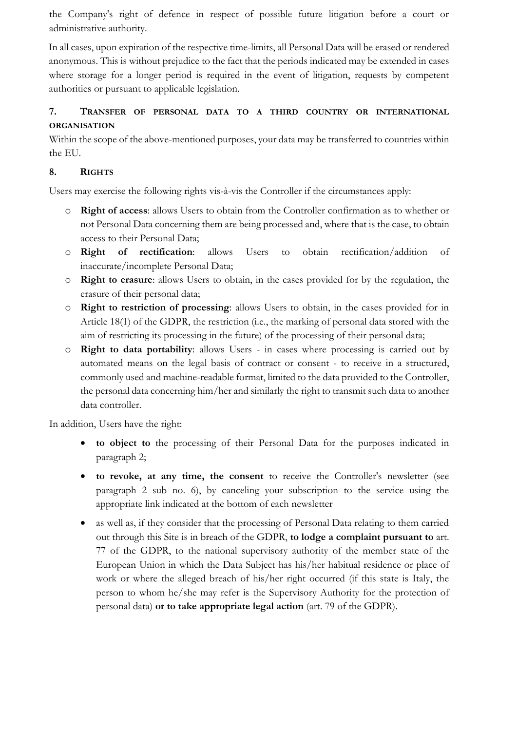the Company's right of defence in respect of possible future litigation before a court or administrative authority.

In all cases, upon expiration of the respective time-limits, all Personal Data will be erased or rendered anonymous. This is without prejudice to the fact that the periods indicated may be extended in cases where storage for a longer period is required in the event of litigation, requests by competent authorities or pursuant to applicable legislation.

## 7. TRANSFER OF PERSONAL DATA TO A THIRD COUNTRY OR INTERNATIONAL ORGANISATION

Within the scope of the above-mentioned purposes, your data may be transferred to countries within the EU.

## 8. RIGHTS

Users may exercise the following rights vis-à-vis the Controller if the circumstances apply:

- **Right of access**: allows Users to obtain from the Controller confirmation as to whether or not Personal Data concerning them are being processed and, where that is the case, to obtain access to their Personal Data;
- **Right of rectification**: allows Users to obtain rectification/addition of inaccurate/incomplete Personal Data;
- **Right to erasure**: allows Users to obtain, in the cases provided for by the regulation, the erasure of their personal data;
- **Right to restriction of processing**: allows Users to obtain, in the cases provided for in Article 18(1) of the GDPR, the restriction (i.e., the marking of personal data stored with the aim of restricting its processing in the future) of the processing of their personal data;
- **Right to data portability**: allows Users - in cases where processing is carried out by automated means on the legal basis of contract or consent - to receive in a structured, commonly used and machine-readable format, limited to the data provided to the Controller, the personal data concerning him/her and similarly the right to transmit such data to another data controller.

In addition, Users have the right:

- **to object to** the processing of their Personal Data for the purposes indicated in paragraph 2;
- **to revoke, at any time, the consent** to receive the Controller's newsletter (see paragraph 2 sub no. 6), by canceling your subscription to the service using the appropriate link indicated at the bottom of each newsletter
- as well as, if they consider that the processing of Personal Data relating to them carried out through this Site is in breach of the GDPR, **to lodge a complaint pursuant to** art. 77 of the GDPR, to the national supervisory authority of the member state of the European Union in which the Data Subject has his/her habitual residence or place of work or where the alleged breach of his/her right occurred (if this state is Italy, the person to whom he/she may refer is the Supervisory Authority for the protection of personal data) **or to take appropriate legal action** (art. 79 of the GDPR).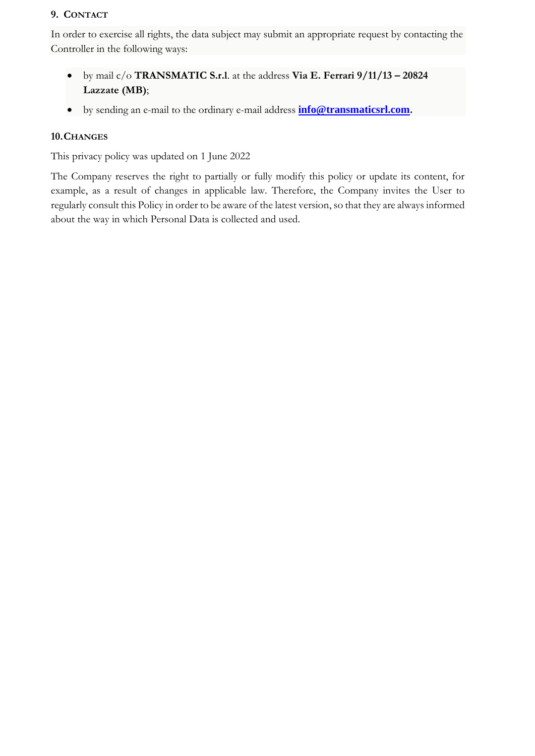## 9. CONTACT

In order to exercise all rights, the data subject may submit an appropriate request by contacting the Controller in the following ways:

- by mail c/o **TRANSMATIC S.r.l**. at the address **Via E. Ferrari 9/11/13 – 20824 Lazzate (MB)**;
- by sending an e-mail to the ordinary e-mail address **info@transmaticsrl.com.**

## 10. CHANGES

This privacy policy was updated on 1 June 2022

The Company reserves the right to partially or fully modify this policy or update its content, for example, as a result of changes in applicable law. Therefore, the Company invites the User to regularly consult this Policy in order to be aware of the latest version, so that they are always informed about the way in which Personal Data is collected and used.